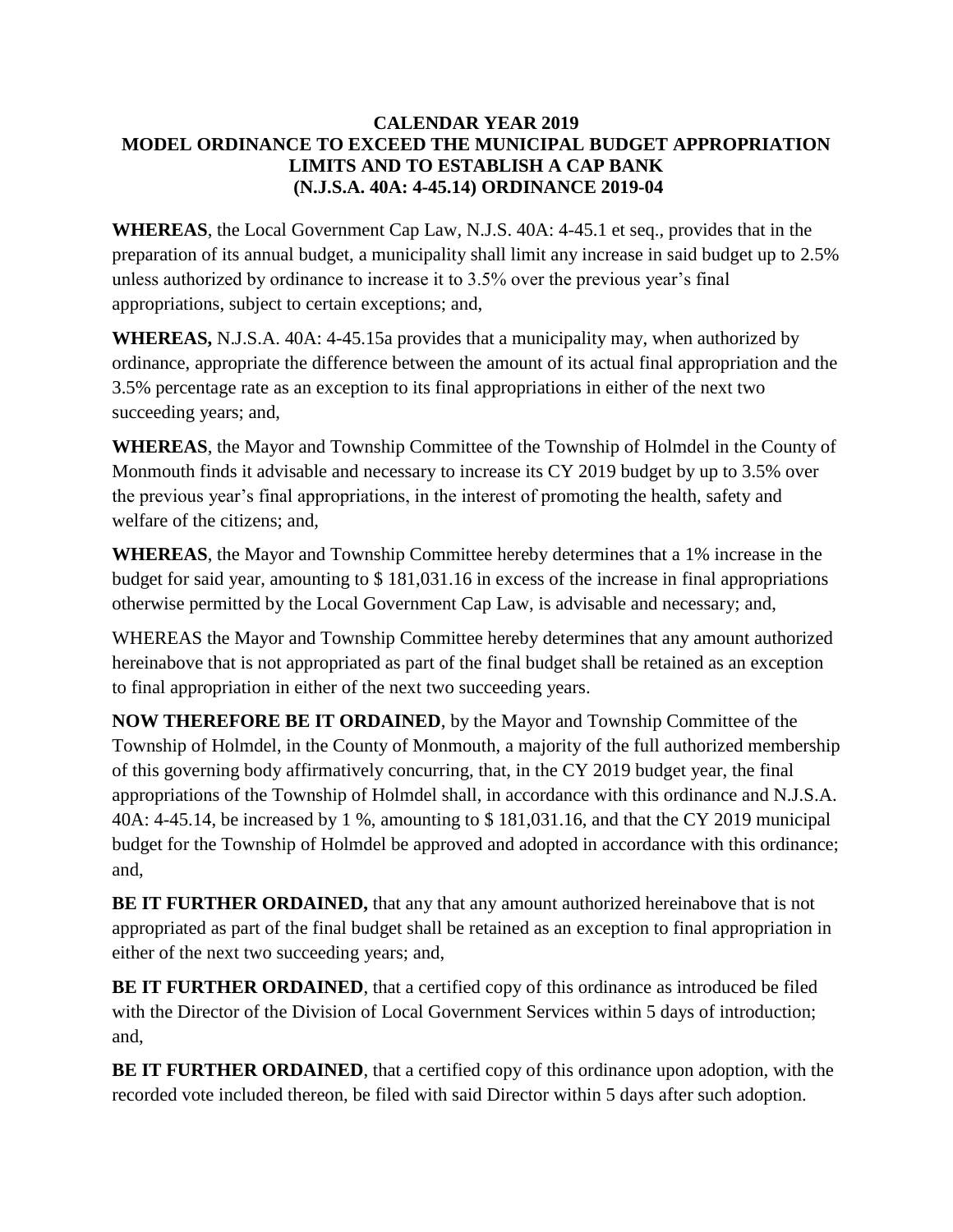# CALENDAR YEAR 2019
# MODEL ORDINANCE TO EXCEED THE MUNICIPAL BUDGET APPROPRIATION LIMITS AND TO ESTABLISH A CAP BANK
# (N.J.S.A. 40A: 4-45.14) ORDINANCE 2019-04

**WHEREAS**, the Local Government Cap Law, N.J.S. 40A: 4-45.1 et seq., provides that in the preparation of its annual budget, a municipality shall limit any increase in said budget up to 2.5% unless authorized by ordinance to increase it to 3.5% over the previous year's final appropriations, subject to certain exceptions; and,

**WHEREAS,** N.J.S.A. 40A: 4-45.15a provides that a municipality may, when authorized by ordinance, appropriate the difference between the amount of its actual final appropriation and the 3.5% percentage rate as an exception to its final appropriations in either of the next two succeeding years; and,

**WHEREAS**, the Mayor and Township Committee of the Township of Holmdel in the County of Monmouth finds it advisable and necessary to increase its CY 2019 budget by up to 3.5% over the previous year's final appropriations, in the interest of promoting the health, safety and welfare of the citizens; and,

**WHEREAS**, the Mayor and Township Committee hereby determines that a 1% increase in the budget for said year, amounting to $ 181,031.16 in excess of the increase in final appropriations otherwise permitted by the Local Government Cap Law, is advisable and necessary; and,

WHEREAS the Mayor and Township Committee hereby determines that any amount authorized hereinabove that is not appropriated as part of the final budget shall be retained as an exception to final appropriation in either of the next two succeeding years.

**NOW THEREFORE BE IT ORDAINED**, by the Mayor and Township Committee of the Township of Holmdel, in the County of Monmouth, a majority of the full authorized membership of this governing body affirmatively concurring, that, in the CY 2019 budget year, the final appropriations of the Township of Holmdel shall, in accordance with this ordinance and N.J.S.A. 40A: 4-45.14, be increased by 1 %, amounting to $ 181,031.16, and that the CY 2019 municipal budget for the Township of Holmdel be approved and adopted in accordance with this ordinance; and,

**BE IT FURTHER ORDAINED,** that any that any amount authorized hereinabove that is not appropriated as part of the final budget shall be retained as an exception to final appropriation in either of the next two succeeding years; and,

**BE IT FURTHER ORDAINED**, that a certified copy of this ordinance as introduced be filed with the Director of the Division of Local Government Services within 5 days of introduction; and,

**BE IT FURTHER ORDAINED**, that a certified copy of this ordinance upon adoption, with the recorded vote included thereon, be filed with said Director within 5 days after such adoption.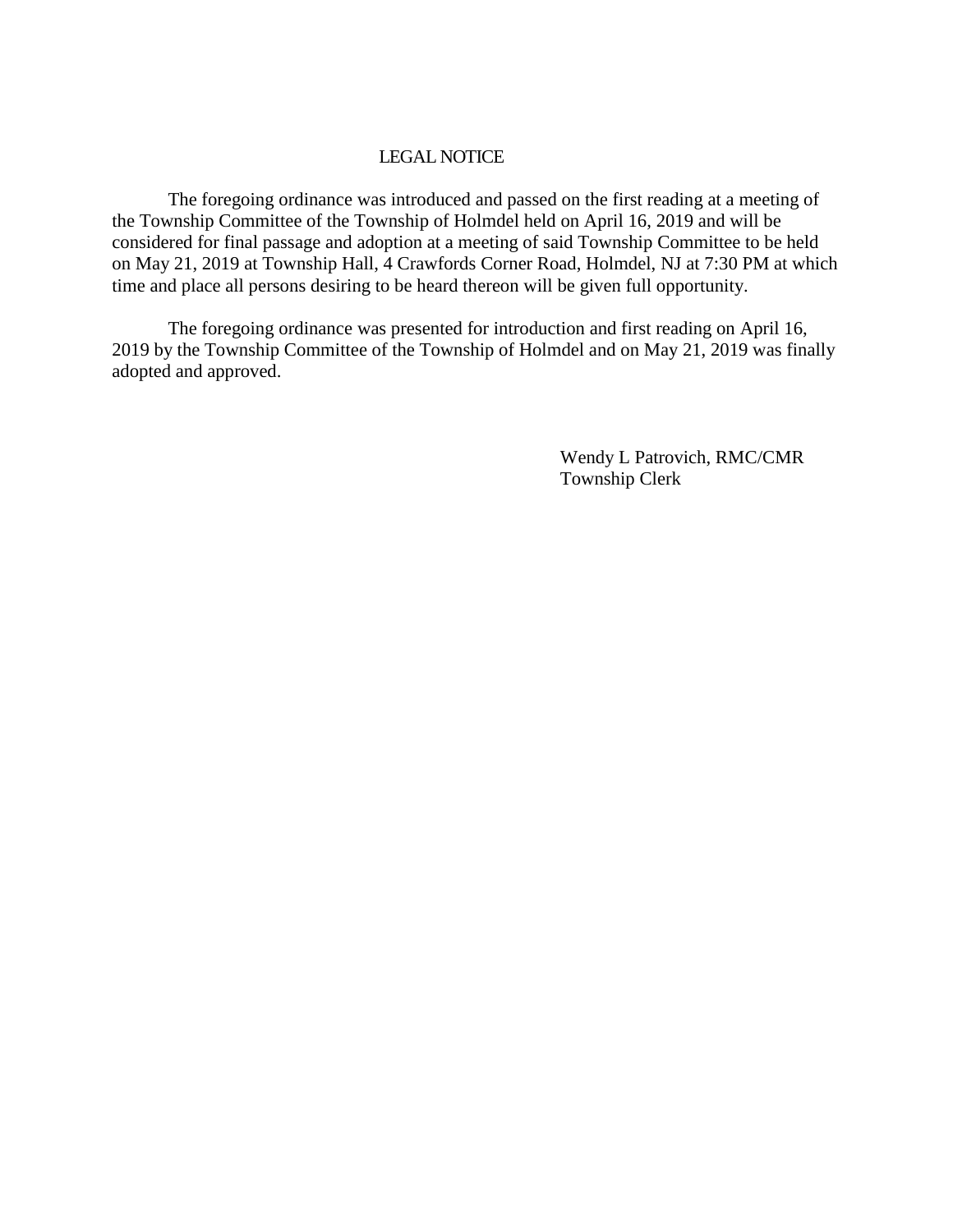# LEGAL NOTICE

The foregoing ordinance was introduced and passed on the first reading at a meeting of the Township Committee of the Township of Holmdel held on April 16, 2019 and will be considered for final passage and adoption at a meeting of said Township Committee to be held on May 21, 2019 at Township Hall, 4 Crawfords Corner Road, Holmdel, NJ at 7:30 PM at which time and place all persons desiring to be heard thereon will be given full opportunity.

The foregoing ordinance was presented for introduction and first reading on April 16, 2019 by the Township Committee of the Township of Holmdel and on May 21, 2019 was finally adopted and approved.

Wendy L Patrovich, RMC/CMR
Township Clerk